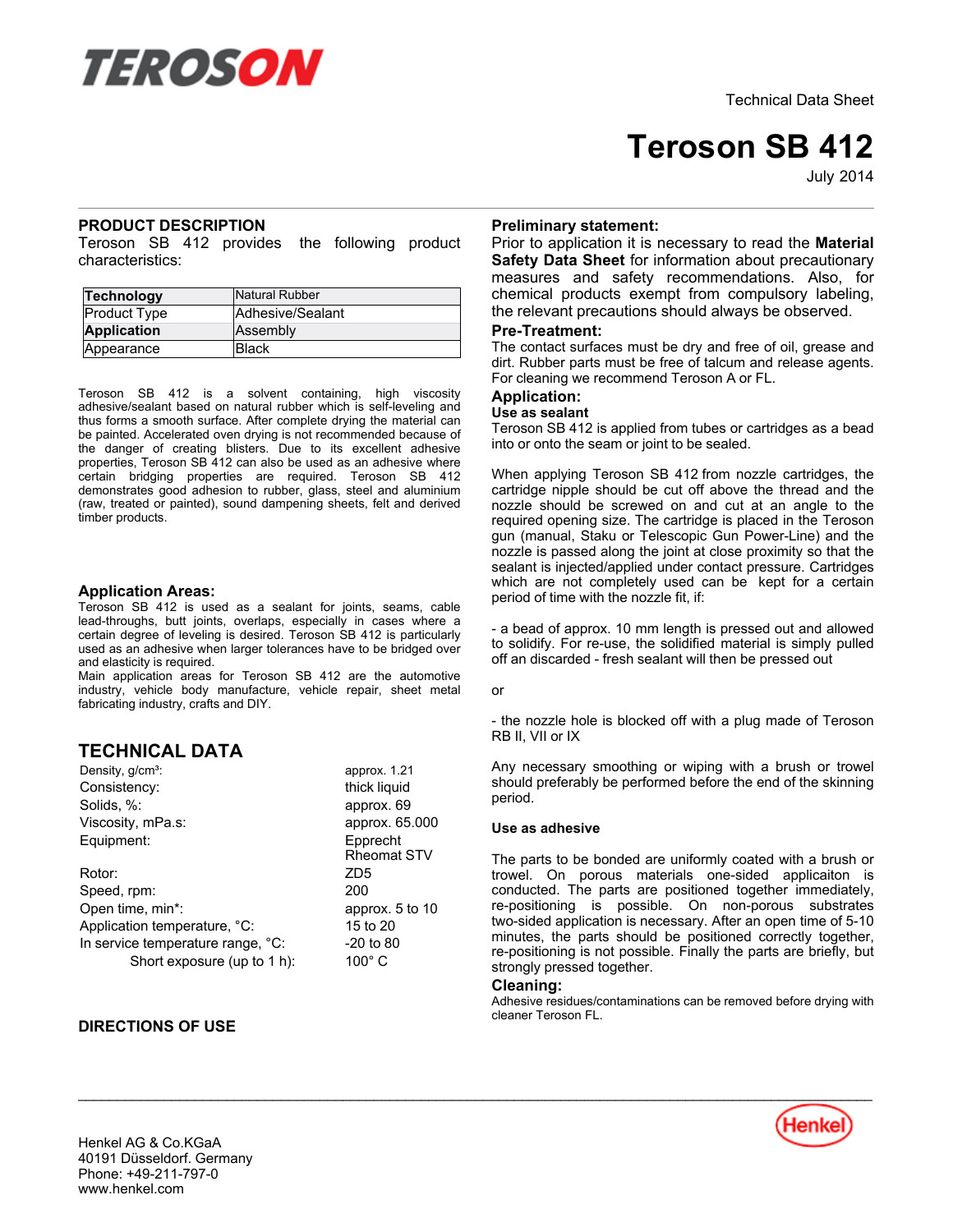TEROSON

Technical Data Sheet

# Teroson SB 412

July 2014

## PRODUCT DESCRIPTION

Teroson SB 412 provides the following product characteristics:

| Technology | Natural Rubber |
|---|---|
| Product Type | Adhesive/Sealant |
| Application | Assembly |
| Appearance | Black |

Teroson SB 412 is a solvent containing, high viscosity adhesive/sealant based on natural rubber which is self-leveling and thus forms a smooth surface. After complete drying the material can be painted. Accelerated oven drying is not recommended because of the danger of creating blisters. Due to its excellent adhesive properties, Teroson SB 412 can also be used as an adhesive where certain bridging properties are required. Teroson SB 412 demonstrates good adhesion to rubber, glass, steel and aluminium (raw, treated or painted), sound dampening sheets, felt and derived timber products.

### Application Areas:

Teroson SB 412 is used as a sealant for joints, seams, cable lead-throughs, butt joints, overlaps, especially in cases where a certain degree of leveling is desired. Teroson SB 412 is particularly used as an adhesive when larger tolerances have to be bridged over and elasticity is required.
Main application areas for Teroson SB 412 are the automotive industry, vehicle body manufacture, vehicle repair, sheet metal fabricating industry, crafts and DIY.

## TECHNICAL DATA

| | |
|---|---|
| Density, g/cm³: | approx. 1.21 |
| Consistency: | thick liquid |
| Solids, %: | approx. 69 |
| Viscosity, mPa.s: | approx. 65.000 |
| Equipment: | Epprecht Rheomat STV |
| Rotor: | ZD5 |
| Speed, rpm: | 200 |
| Open time, min*: | approx. 5 to 10 |
| Application temperature, °C: | 15 to 20 |
| In service temperature range, °C: | -20 to 80 |
| Short exposure (up to 1 h): | 100° C |

## DIRECTIONS OF USE

### Preliminary statement:

Prior to application it is necessary to read the **Material Safety Data Sheet** for information about precautionary measures and safety recommendations. Also, for chemical products exempt from compulsory labeling, the relevant precautions should always be observed.

### Pre-Treatment:

The contact surfaces must be dry and free of oil, grease and dirt. Rubber parts must be free of talcum and release agents. For cleaning we recommend Teroson A or FL.

### Application:

**Use as sealant**

Teroson SB 412 is applied from tubes or cartridges as a bead into or onto the seam or joint to be sealed.

When applying Teroson SB 412 from nozzle cartridges, the cartridge nipple should be cut off above the thread and the nozzle should be screwed on and cut at an angle to the required opening size. The cartridge is placed in the Teroson gun (manual, Staku or Telescopic Gun Power-Line) and the nozzle is passed along the joint at close proximity so that the sealant is injected/applied under contact pressure. Cartridges which are not completely used can be kept for a certain period of time with the nozzle fit, if:

- a bead of approx. 10 mm length is pressed out and allowed to solidify. For re-use, the solidified material is simply pulled off an discarded - fresh sealant will then be pressed out

or

- the nozzle hole is blocked off with a plug made of Teroson RB II, VII or IX

Any necessary smoothing or wiping with a brush or trowel should preferably be performed before the end of the skinning period.

**Use as adhesive**

The parts to be bonded are uniformly coated with a brush or trowel. On porous materials one-sided applicaiton is conducted. The parts are positioned together immediately, re-positioning is possible. On non-porous substrates two-sided application is necessary. After an open time of 5-10 minutes, the parts should be positioned correctly together, re-positioning is not possible. Finally the parts are briefly, but strongly pressed together.

### Cleaning:

Adhesive residues/contaminations can be removed before drying with cleaner Teroson FL.

Henkel AG & Co.KGaA
40191 Düsseldorf. Germany
Phone: +49-211-797-0
www.henkel.com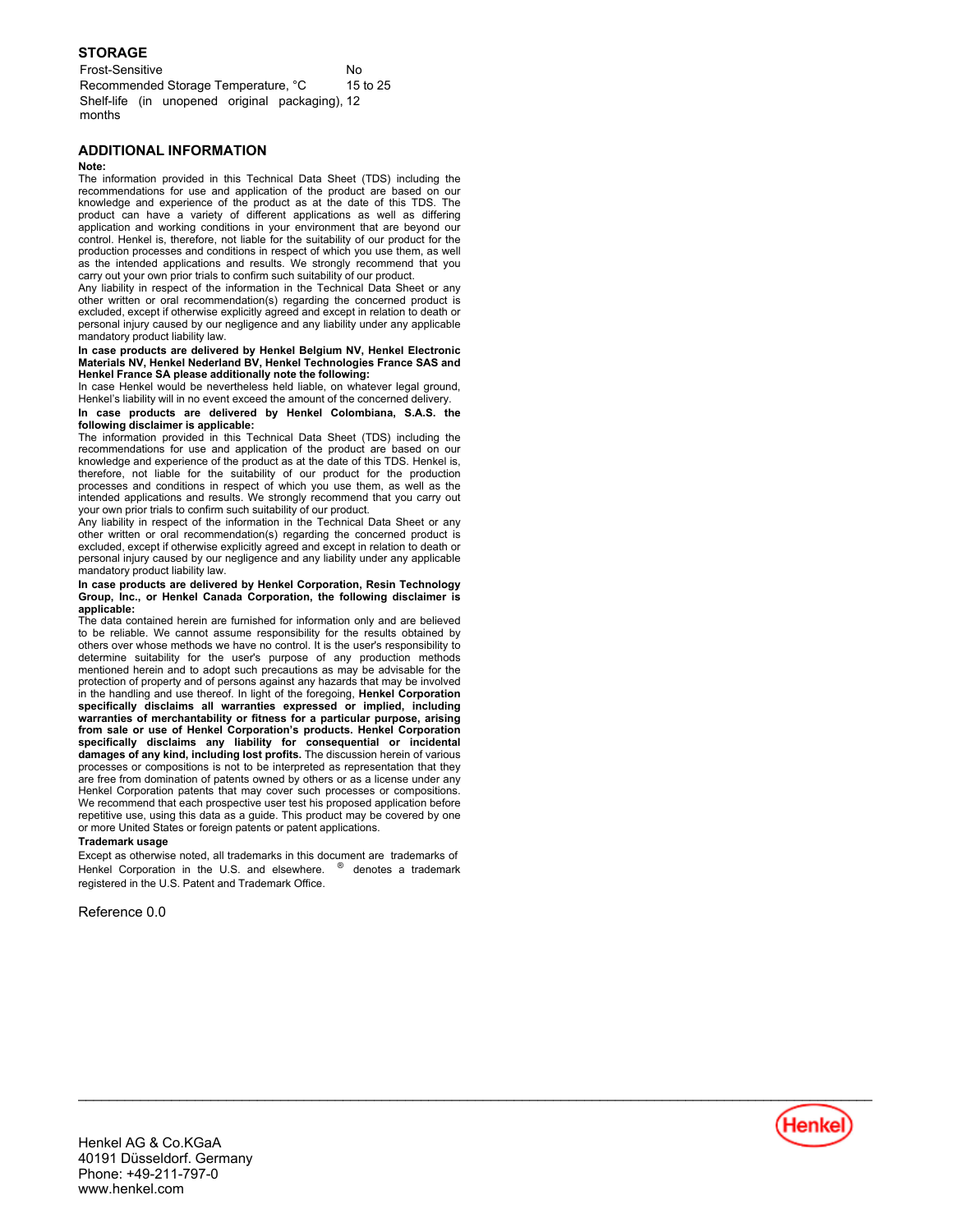## STORAGE

| | |
|---|---|
| Frost-Sensitive | No |
| Recommended Storage Temperature, °C | 15 to 25 |
| Shelf-life (in unopened original packaging), months | 12 |

## ADDITIONAL INFORMATION

**Note:**

The information provided in this Technical Data Sheet (TDS) including the recommendations for use and application of the product are based on our knowledge and experience of the product as at the date of this TDS. The product can have a variety of different applications as well as differing application and working conditions in your environment that are beyond our control. Henkel is, therefore, not liable for the suitability of our product for the production processes and conditions in respect of which you use them, as well as the intended applications and results. We strongly recommend that you carry out your own prior trials to confirm such suitability of our product.

Any liability in respect of the information in the Technical Data Sheet or any other written or oral recommendation(s) regarding the concerned product is excluded, except if otherwise explicitly agreed and except in relation to death or personal injury caused by our negligence and any liability under any applicable mandatory product liability law.

**In case products are delivered by Henkel Belgium NV, Henkel Electronic Materials NV, Henkel Nederland BV, Henkel Technologies France SAS and Henkel France SA please additionally note the following:**

In case Henkel would be nevertheless held liable, on whatever legal ground, Henkel's liability will in no event exceed the amount of the concerned delivery.

**In case products are delivered by Henkel Colombiana, S.A.S. the following disclaimer is applicable:**

The information provided in this Technical Data Sheet (TDS) including the recommendations for use and application of the product are based on our knowledge and experience of the product as at the date of this TDS. Henkel is, therefore, not liable for the suitability of our product for the production processes and conditions in respect of which you use them, as well as the intended applications and results. We strongly recommend that you carry out your own prior trials to confirm such suitability of our product.

Any liability in respect of the information in the Technical Data Sheet or any other written or oral recommendation(s) regarding the concerned product is excluded, except if otherwise explicitly agreed and except in relation to death or personal injury caused by our negligence and any liability under any applicable mandatory product liability law.

**In case products are delivered by Henkel Corporation, Resin Technology Group, Inc., or Henkel Canada Corporation, the following disclaimer is applicable:**

The data contained herein are furnished for information only and are believed to be reliable. We cannot assume responsibility for the results obtained by others over whose methods we have no control. It is the user's responsibility to determine suitability for the user's purpose of any production methods mentioned herein and to adopt such precautions as may be advisable for the protection of property and of persons against any hazards that may be involved in the handling and use thereof. In light of the foregoing, **Henkel Corporation specifically disclaims all warranties expressed or implied, including warranties of merchantability or fitness for a particular purpose, arising from sale or use of Henkel Corporation's products. Henkel Corporation specifically disclaims any liability for consequential or incidental damages of any kind, including lost profits.** The discussion herein of various processes or compositions is not to be interpreted as representation that they are free from domination of patents owned by others or as a license under any Henkel Corporation patents that may cover such processes or compositions. We recommend that each prospective user test his proposed application before repetitive use, using this data as a guide. This product may be covered by one or more United States or foreign patents or patent applications.

**Trademark usage**

Except as otherwise noted, all trademarks in this document are trademarks of Henkel Corporation in the U.S. and elsewhere. ® denotes a trademark registered in the U.S. Patent and Trademark Office.

Reference 0.0

Henkel AG & Co.KGaA
40191 Düsseldorf. Germany
Phone: +49-211-797-0
www.henkel.com